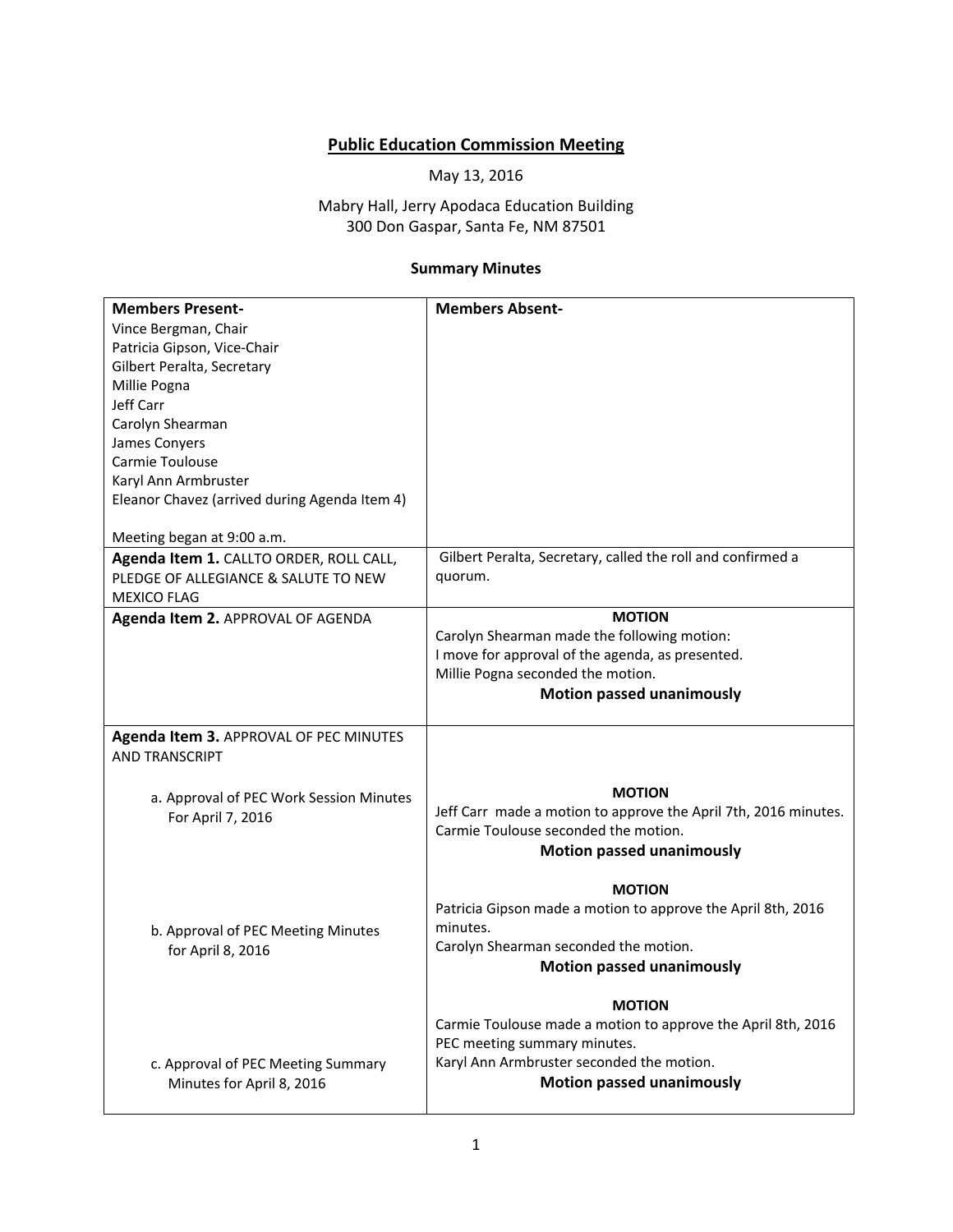# Public Education Commission Meeting

May 13, 2016

Mabry Hall, Jerry Apodaca Education Building
300 Don Gaspar, Santa Fe, NM 87501

### Summary Minutes

| **Members Present-** | **Members Absent-** |
|---|---|
| Vince Bergman, Chair<br>Patricia Gipson, Vice-Chair<br>Gilbert Peralta, Secretary<br>Millie Pogna<br>Jeff Carr<br>Carolyn Shearman<br>James Conyers<br>Carmie Toulouse<br>Karyl Ann Armbruster<br>Eleanor Chavez (arrived during Agenda Item 4)<br><br>Meeting began at 9:00 a.m. | |
| **Agenda Item 1.** CALLTO ORDER, ROLL CALL, PLEDGE OF ALLEGIANCE & SALUTE TO NEW MEXICO FLAG | Gilbert Peralta, Secretary, called the roll and confirmed a quorum. |
| **Agenda Item 2.** APPROVAL OF AGENDA | **MOTION**<br>Carolyn Shearman made the following motion:<br>I move for approval of the agenda, as presented.<br>Millie Pogna seconded the motion.<br>**Motion passed unanimously** |
| **Agenda Item 3.** APPROVAL OF PEC MINUTES AND TRANSCRIPT | |
| a. Approval of PEC Work Session Minutes For April 7, 2016 | **MOTION**<br>Jeff Carr made a motion to approve the April 7th, 2016 minutes.<br>Carmie Toulouse seconded the motion.<br>**Motion passed unanimously** |
| b. Approval of PEC Meeting Minutes for April 8, 2016 | **MOTION**<br>Patricia Gipson made a motion to approve the April 8th, 2016 minutes.<br>Carolyn Shearman seconded the motion.<br>**Motion passed unanimously** |
| c. Approval of PEC Meeting Summary Minutes for April 8, 2016 | **MOTION**<br>Carmie Toulouse made a motion to approve the April 8th, 2016 PEC meeting summary minutes.<br>Karyl Ann Armbruster seconded the motion.<br>**Motion passed unanimously** |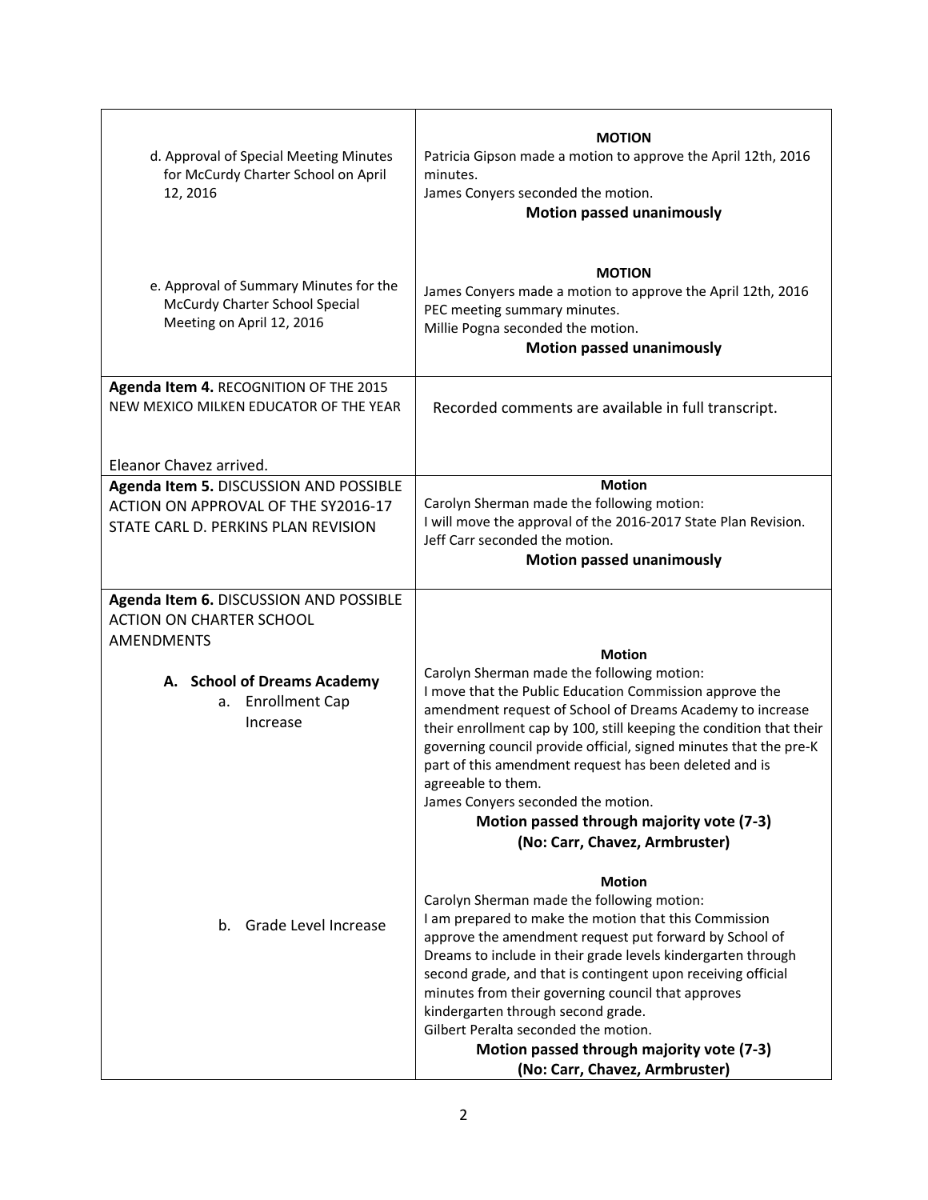| | |
|---|---|
| d. Approval of Special Meeting Minutes for McCurdy Charter School on April 12, 2016 | **MOTION**<br>Patricia Gipson made a motion to approve the April 12th, 2016 minutes.<br>James Conyers seconded the motion.<br>**Motion passed unanimously** |
| e. Approval of Summary Minutes for the McCurdy Charter School Special Meeting on April 12, 2016 | **MOTION**<br>James Conyers made a motion to approve the April 12th, 2016 PEC meeting summary minutes.<br>Millie Pogna seconded the motion.<br>**Motion passed unanimously** |
| **Agenda Item 4.** RECOGNITION OF THE 2015 NEW MEXICO MILKEN EDUCATOR OF THE YEAR<br><br>Eleanor Chavez arrived. | Recorded comments are available in full transcript. |
| **Agenda Item 5.** DISCUSSION AND POSSIBLE ACTION ON APPROVAL OF THE SY2016-17 STATE CARL D. PERKINS PLAN REVISION | **Motion**<br>Carolyn Sherman made the following motion:<br>I will move the approval of the 2016-2017 State Plan Revision.<br>Jeff Carr seconded the motion.<br>**Motion passed unanimously** |
| **Agenda Item 6.** DISCUSSION AND POSSIBLE ACTION ON CHARTER SCHOOL AMENDMENTS<br><br>**A. School of Dreams Academy**<br>a. Enrollment Cap Increase | **Motion**<br>Carolyn Sherman made the following motion:<br>I move that the Public Education Commission approve the amendment request of School of Dreams Academy to increase their enrollment cap by 100, still keeping the condition that their governing council provide official, signed minutes that the pre-K part of this amendment request has been deleted and is agreeable to them.<br>James Conyers seconded the motion.<br>**Motion passed through majority vote (7-3)**<br>**(No: Carr, Chavez, Armbruster)** |
| b. Grade Level Increase | **Motion**<br>Carolyn Sherman made the following motion:<br>I am prepared to make the motion that this Commission approve the amendment request put forward by School of Dreams to include in their grade levels kindergarten through second grade, and that is contingent upon receiving official minutes from their governing council that approves kindergarten through second grade.<br>Gilbert Peralta seconded the motion.<br>**Motion passed through majority vote (7-3)**<br>**(No: Carr, Chavez, Armbruster)** |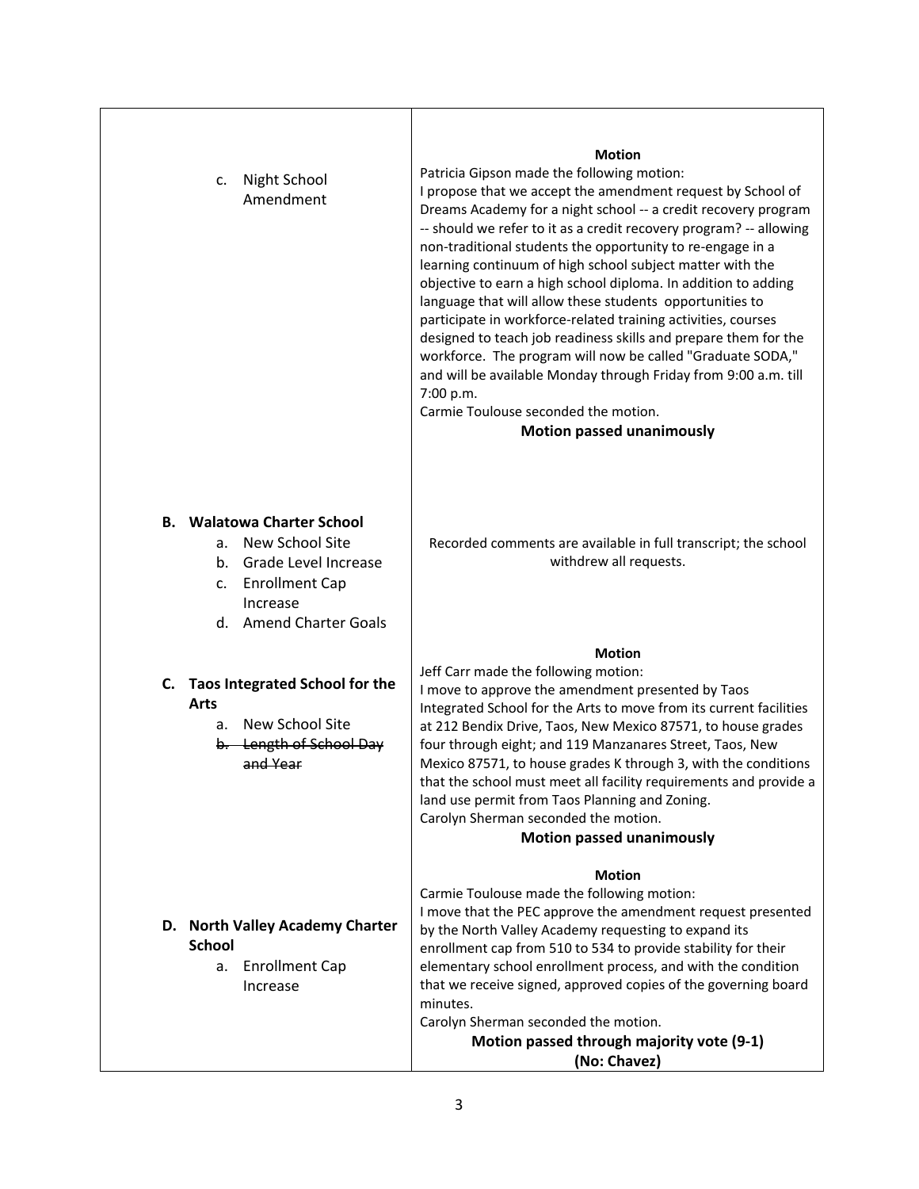| | |
|---|---|
| c. Night School Amendment | **Motion**<br>Patricia Gipson made the following motion:<br>I propose that we accept the amendment request by School of Dreams Academy for a night school -- a credit recovery program -- should we refer to it as a credit recovery program? -- allowing non-traditional students the opportunity to re-engage in a learning continuum of high school subject matter with the objective to earn a high school diploma. In addition to adding language that will allow these students opportunities to participate in workforce-related training activities, courses designed to teach job readiness skills and prepare them for the workforce. The program will now be called "Graduate SODA," and will be available Monday through Friday from 9:00 a.m. till 7:00 p.m.<br>Carmie Toulouse seconded the motion.<br>**Motion passed unanimously** |
| **B. Walatowa Charter School**<br>a. New School Site<br>b. Grade Level Increase<br>c. Enrollment Cap Increase<br>d. Amend Charter Goals | Recorded comments are available in full transcript; the school withdrew all requests. |
| **C. Taos Integrated School for the Arts**<br>a. New School Site<br>~~b. Length of School Day and Year~~ | **Motion**<br>Jeff Carr made the following motion:<br>I move to approve the amendment presented by Taos Integrated School for the Arts to move from its current facilities at 212 Bendix Drive, Taos, New Mexico 87571, to house grades four through eight; and 119 Manzanares Street, Taos, New Mexico 87571, to house grades K through 3, with the conditions that the school must meet all facility requirements and provide a land use permit from Taos Planning and Zoning.<br>Carolyn Sherman seconded the motion.<br>**Motion passed unanimously** |
| **D. North Valley Academy Charter School**<br>a. Enrollment Cap Increase | **Motion**<br>Carmie Toulouse made the following motion:<br>I move that the PEC approve the amendment request presented by the North Valley Academy requesting to expand its enrollment cap from 510 to 534 to provide stability for their elementary school enrollment process, and with the condition that we receive signed, approved copies of the governing board minutes.<br>Carolyn Sherman seconded the motion.<br>**Motion passed through majority vote (9-1)**<br>**(No: Chavez)** |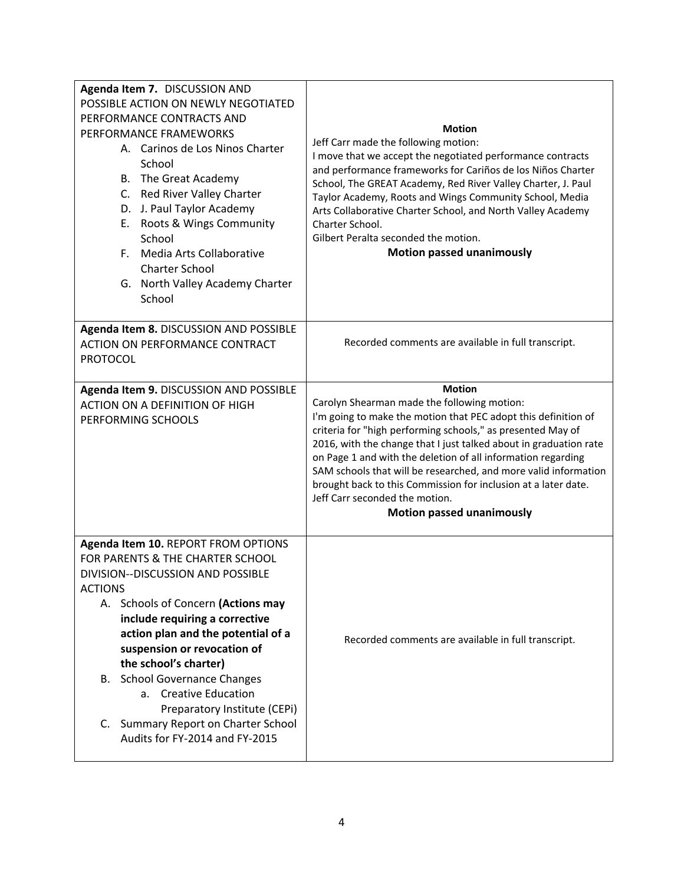| Agenda Item | Motion / Comments |
| --- | --- |
| **Agenda Item 7.** DISCUSSION AND POSSIBLE ACTION ON NEWLY NEGOTIATED PERFORMANCE CONTRACTS AND PERFORMANCE FRAMEWORKS<br>A. Carinos de Los Ninos Charter School<br>B. The Great Academy<br>C. Red River Valley Charter<br>D. J. Paul Taylor Academy<br>E. Roots & Wings Community School<br>F. Media Arts Collaborative Charter School<br>G. North Valley Academy Charter School | **Motion**<br>Jeff Carr made the following motion:<br>I move that we accept the negotiated performance contracts and performance frameworks for Cariños de los Niños Charter School, The GREAT Academy, Red River Valley Charter, J. Paul Taylor Academy, Roots and Wings Community School, Media Arts Collaborative Charter School, and North Valley Academy Charter School.<br>Gilbert Peralta seconded the motion.<br>**Motion passed unanimously** |
| **Agenda Item 8.** DISCUSSION AND POSSIBLE ACTION ON PERFORMANCE CONTRACT PROTOCOL | Recorded comments are available in full transcript. |
| **Agenda Item 9.** DISCUSSION AND POSSIBLE ACTION ON A DEFINITION OF HIGH PERFORMING SCHOOLS | **Motion**<br>Carolyn Shearman made the following motion:<br>I'm going to make the motion that PEC adopt this definition of criteria for "high performing schools," as presented May of 2016, with the change that I just talked about in graduation rate on Page 1 and with the deletion of all information regarding SAM schools that will be researched, and more valid information brought back to this Commission for inclusion at a later date.<br>Jeff Carr seconded the motion.<br>**Motion passed unanimously** |
| **Agenda Item 10.** REPORT FROM OPTIONS FOR PARENTS & THE CHARTER SCHOOL DIVISION--DISCUSSION AND POSSIBLE ACTIONS<br>A. Schools of Concern **(Actions may include requiring a corrective action plan and the potential of a suspension or revocation of the school's charter)**<br>B. School Governance Changes<br>a. Creative Education Preparatory Institute (CEPi)<br>C. Summary Report on Charter School Audits for FY-2014 and FY-2015 | Recorded comments are available in full transcript. |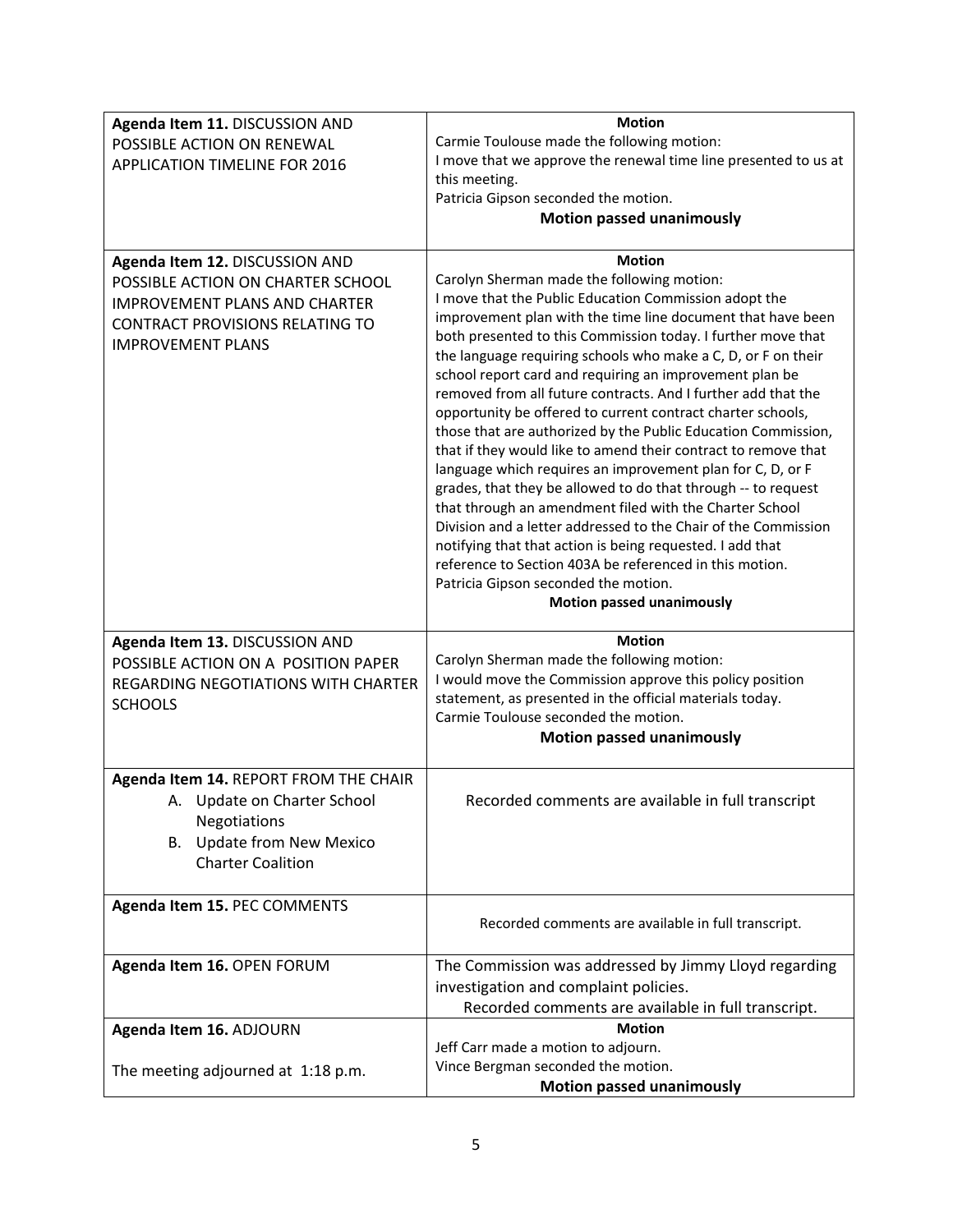| | |
|---|---|
| **Agenda Item 11.** DISCUSSION AND POSSIBLE ACTION ON RENEWAL APPLICATION TIMELINE FOR 2016 | **Motion**<br>Carmie Toulouse made the following motion:<br>I move that we approve the renewal time line presented to us at this meeting.<br>Patricia Gipson seconded the motion.<br>**Motion passed unanimously** |
| **Agenda Item 12.** DISCUSSION AND POSSIBLE ACTION ON CHARTER SCHOOL IMPROVEMENT PLANS AND CHARTER CONTRACT PROVISIONS RELATING TO IMPROVEMENT PLANS | **Motion**<br>Carolyn Sherman made the following motion:<br>I move that the Public Education Commission adopt the improvement plan with the time line document that have been both presented to this Commission today. I further move that the language requiring schools who make a C, D, or F on their school report card and requiring an improvement plan be removed from all future contracts. And I further add that the opportunity be offered to current contract charter schools, those that are authorized by the Public Education Commission, that if they would like to amend their contract to remove that language which requires an improvement plan for C, D, or F grades, that they be allowed to do that through -- to request that through an amendment filed with the Charter School Division and a letter addressed to the Chair of the Commission notifying that that action is being requested. I add that reference to Section 403A be referenced in this motion.<br>Patricia Gipson seconded the motion.<br>**Motion passed unanimously** |
| **Agenda Item 13.** DISCUSSION AND POSSIBLE ACTION ON A POSITION PAPER REGARDING NEGOTIATIONS WITH CHARTER SCHOOLS | **Motion**<br>Carolyn Sherman made the following motion:<br>I would move the Commission approve this policy position statement, as presented in the official materials today.<br>Carmie Toulouse seconded the motion.<br>**Motion passed unanimously** |
| **Agenda Item 14.** REPORT FROM THE CHAIR<br>A. Update on Charter School Negotiations<br>B. Update from New Mexico Charter Coalition | Recorded comments are available in full transcript |
| **Agenda Item 15.** PEC COMMENTS | Recorded comments are available in full transcript. |
| **Agenda Item 16.** OPEN FORUM | The Commission was addressed by Jimmy Lloyd regarding investigation and complaint policies.<br>Recorded comments are available in full transcript. |
| **Agenda Item 16.** ADJOURN<br><br>The meeting adjourned at 1:18 p.m. | **Motion**<br>Jeff Carr made a motion to adjourn.<br>Vince Bergman seconded the motion.<br>**Motion passed unanimously** |